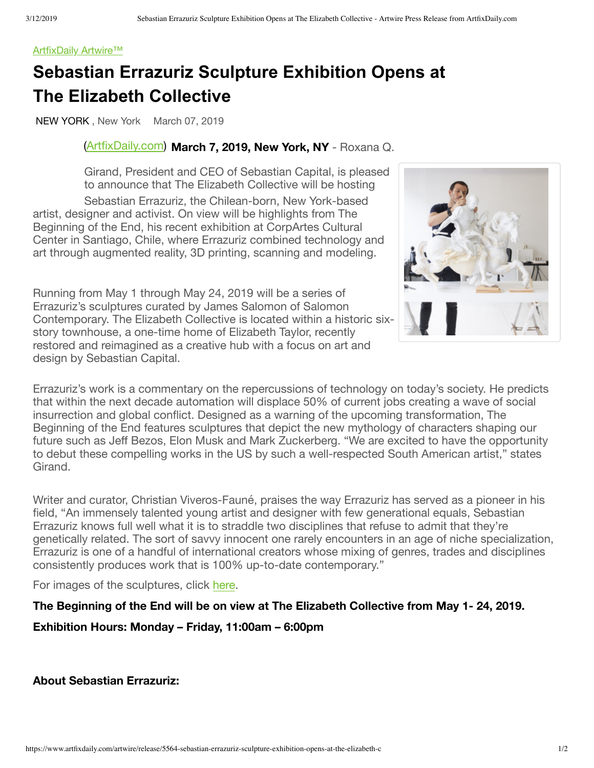ArtfixDaily Artwire™

# Sebastian Errazuriz Sculpture Exhibition Opens at The Elizabeth Collective

NEW YORK , New York March 07, 2019

(ArtfixDaily.com) **March 7, 2019, New York, NY** - Roxana Q. Girand, President and CEO of Sebastian Capital, is pleased to announce that The Elizabeth Collective will be hosting Sebastian Errazuriz, the Chilean-born, New York-based artist, designer and activist. On view will be highlights from The Beginning of the End, his recent exhibition at CorpArtes Cultural Center in Santiago, Chile, where Errazuriz combined technology and art through augmented reality, 3D printing, scanning and modeling.

Running from May 1 through May 24, 2019 will be a series of Errazuriz's sculptures curated by James Salomon of Salomon Contemporary. The Elizabeth Collective is located within a historic six-story townhouse, a one-time home of Elizabeth Taylor, recently restored and reimagined as a creative hub with a focus on art and design by Sebastian Capital.

Errazuriz's work is a commentary on the repercussions of technology on today's society. He predicts that within the next decade automation will displace 50% of current jobs creating a wave of social insurrection and global conflict. Designed as a warning of the upcoming transformation, The Beginning of the End features sculptures that depict the new mythology of characters shaping our future such as Jeff Bezos, Elon Musk and Mark Zuckerberg. "We are excited to have the opportunity to debut these compelling works in the US by such a well-respected South American artist," states Girand.

Writer and curator, Christian Viveros-Fauné, praises the way Errazuriz has served as a pioneer in his field, "An immensely talented young artist and designer with few generational equals, Sebastian Errazuriz knows full well what it is to straddle two disciplines that refuse to admit that they're genetically related. The sort of savvy innocent one rarely encounters in an age of niche specialization, Errazuriz is one of a handful of international creators whose mixing of genres, trades and disciplines consistently produces work that is 100% up-to-date contemporary."

For images of the sculptures, click here.

**The Beginning of the End will be on view at The Elizabeth Collective from May 1- 24, 2019.**

**Exhibition Hours: Monday – Friday, 11:00am – 6:00pm**

**About Sebastian Errazuriz:**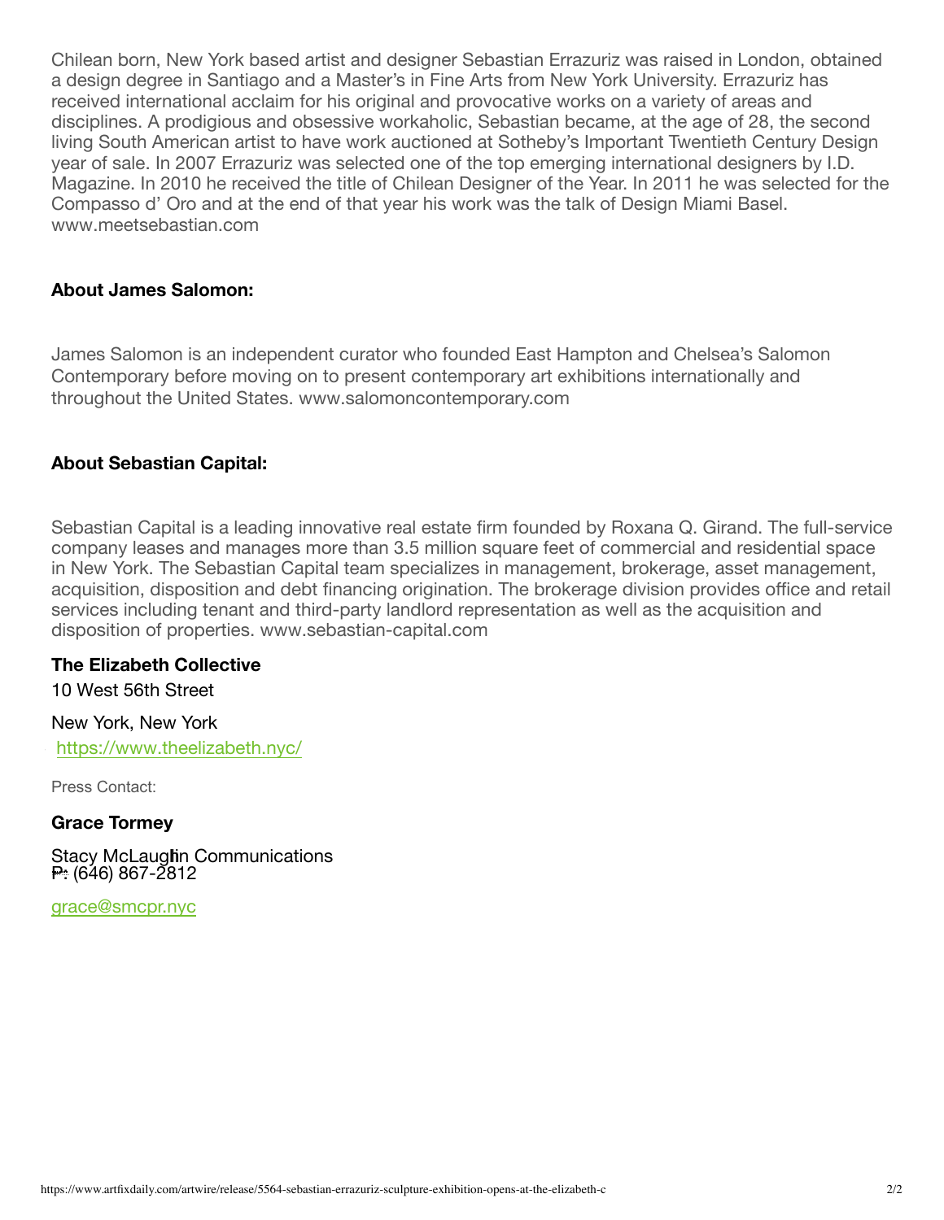Chilean born, New York based artist and designer Sebastian Errazuriz was raised in London, obtained a design degree in Santiago and a Master's in Fine Arts from New York University. Errazuriz has received international acclaim for his original and provocative works on a variety of areas and disciplines. A prodigious and obsessive workaholic, Sebastian became, at the age of 28, the second living South American artist to have work auctioned at Sotheby's Important Twentieth Century Design year of sale. In 2007 Errazuriz was selected one of the top emerging international designers by I.D. Magazine. In 2010 he received the title of Chilean Designer of the Year. In 2011 he was selected for the Compasso d' Oro and at the end of that year his work was the talk of Design Miami Basel. www.meetsebastian.com

**About James Salomon:**

James Salomon is an independent curator who founded East Hampton and Chelsea's Salomon Contemporary before moving on to present contemporary art exhibitions internationally and throughout the United States. www.salomoncontemporary.com

**About Sebastian Capital:**

Sebastian Capital is a leading innovative real estate firm founded by Roxana Q. Girand. The full-service company leases and manages more than 3.5 million square feet of commercial and residential space in New York. The Sebastian Capital team specializes in management, brokerage, asset management, acquisition, disposition and debt financing origination. The brokerage division provides office and retail services including tenant and third-party landlord representation as well as the acquisition and disposition of properties. www.sebastian-capital.com

**The Elizabeth Collective**

10 West 56th Street

New York, New York

https://www.theelizabeth.nyc/

Press Contact:

**Grace Tormey**

Stacy McLaughlin Communications
P: (646) 867-2812

grace@smcpr.nyc